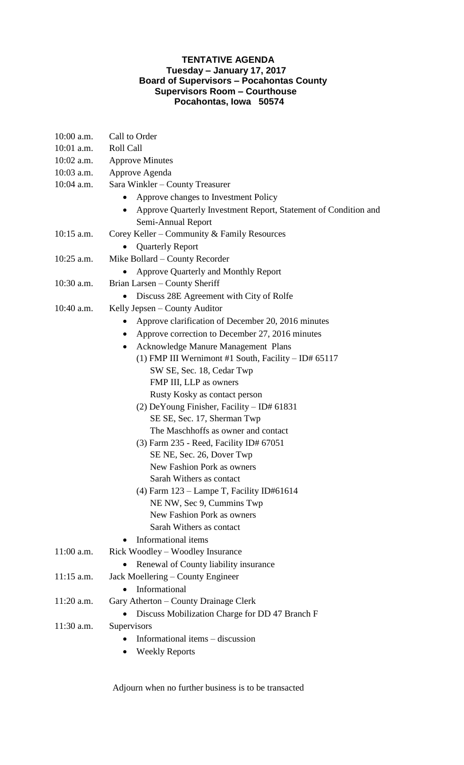# TENTATIVE AGENDA

**Tuesday – January 17, 2017**
**Board of Supervisors – Pocahontas County**
**Supervisors Room – Courthouse**
**Pocahontas, Iowa 50574**

10:00 a.m. Call to Order

10:01 a.m. Roll Call

10:02 a.m. Approve Minutes

10:03 a.m. Approve Agenda

10:04 a.m. Sara Winkler – County Treasurer

- Approve changes to Investment Policy
- Approve Quarterly Investment Report, Statement of Condition and Semi-Annual Report

10:15 a.m. Corey Keller – Community & Family Resources

- Quarterly Report

10:25 a.m. Mike Bollard – County Recorder

- Approve Quarterly and Monthly Report

10:30 a.m. Brian Larsen – County Sheriff

- Discuss 28E Agreement with City of Rolfe

10:40 a.m. Kelly Jepsen – County Auditor

- Approve clarification of December 20, 2016 minutes
- Approve correction to December 27, 2016 minutes
- Acknowledge Manure Management Plans
  - (1) FMP III Wernimont #1 South, Facility – ID# 65117
    SW SE, Sec. 18, Cedar Twp
    FMP III, LLP as owners
    Rusty Kosky as contact person
  - (2) DeYoung Finisher, Facility – ID# 61831
    SE SE, Sec. 17, Sherman Twp
    The Maschhoffs as owner and contact
  - (3) Farm 235 - Reed, Facility ID# 67051
    SE NE, Sec. 26, Dover Twp
    New Fashion Pork as owners
    Sarah Withers as contact
  - (4) Farm 123 – Lampe T, Facility ID#61614
    NE NW, Sec 9, Cummins Twp
    New Fashion Pork as owners
    Sarah Withers as contact
- Informational items

11:00 a.m. Rick Woodley – Woodley Insurance

- Renewal of County liability insurance

11:15 a.m. Jack Moellering – County Engineer

- Informational

11:20 a.m. Gary Atherton – County Drainage Clerk

- Discuss Mobilization Charge for DD 47 Branch F

11:30 a.m. Supervisors

- Informational items – discussion
- Weekly Reports

Adjourn when no further business is to be transacted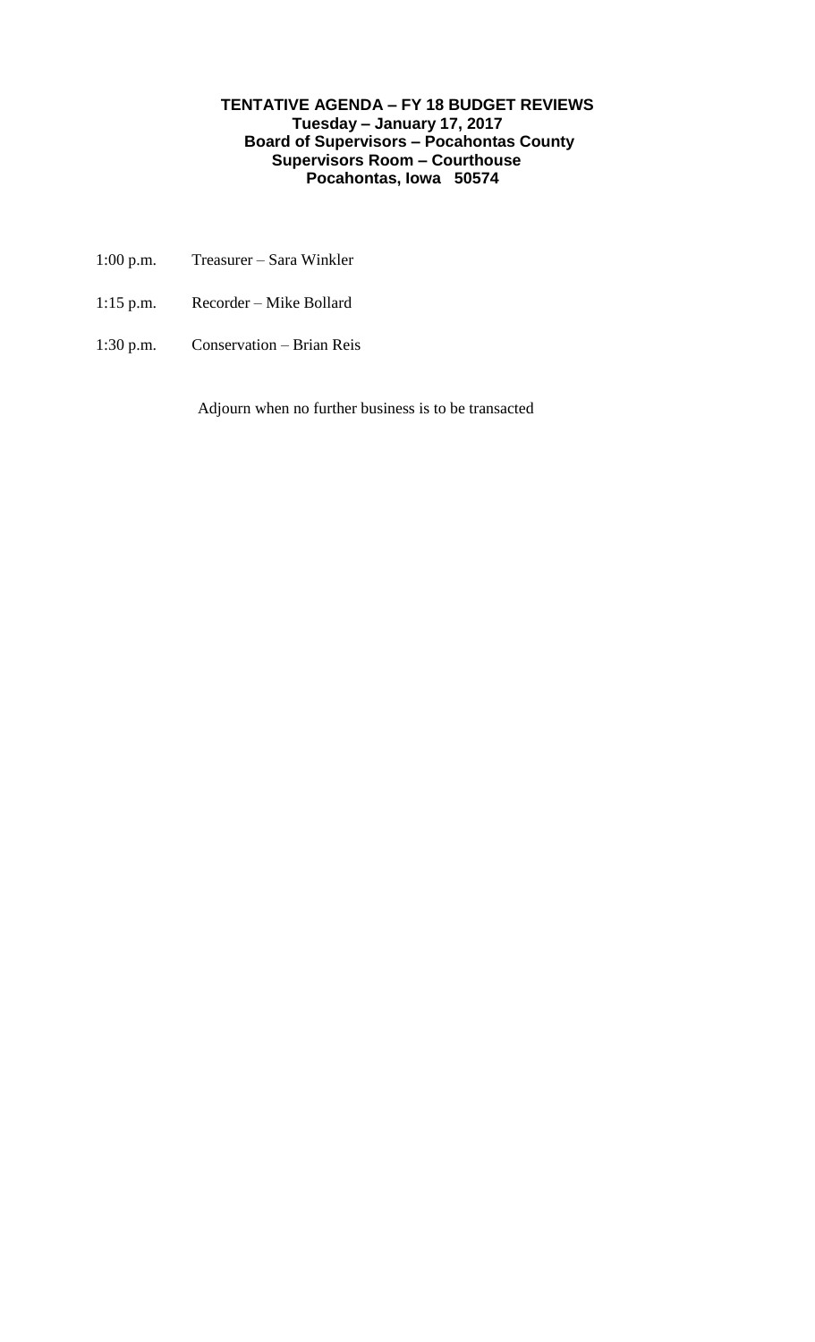**TENTATIVE AGENDA – FY 18 BUDGET REVIEWS**
**Tuesday – January 17, 2017**
**Board of Supervisors – Pocahontas County**
**Supervisors Room – Courthouse**
**Pocahontas, Iowa 50574**

1:00 p.m. Treasurer – Sara Winkler

1:15 p.m. Recorder – Mike Bollard

1:30 p.m. Conservation – Brian Reis

Adjourn when no further business is to be transacted